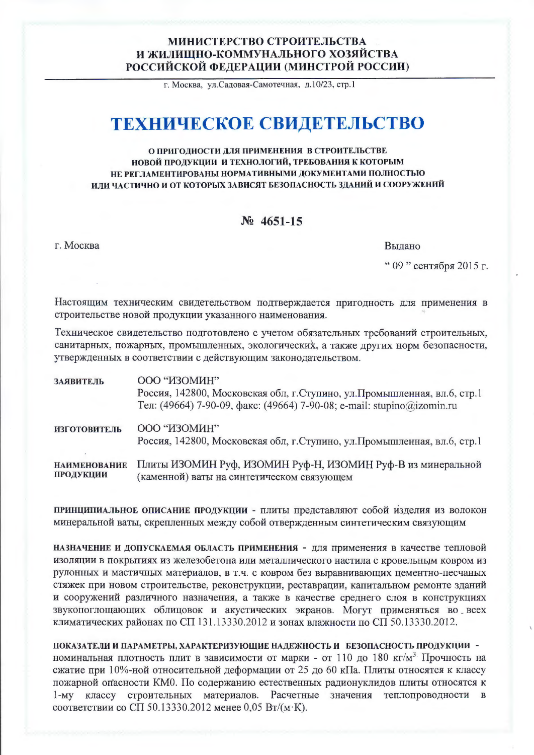**МИНИСТЕРСТВО СТРОИТЕЛЬСТВА И ЖИЛИЩНО-КОММУНАЛЬНОГО ХОЗЯЙСТВА РОССИЙСКОЙ ФЕДЕРАЦИИ (МИНСТРОЙ РОССИИ)**

г. Москва, ул.Садовая-Самотечная, д.10/23, стр.1

# ТЕХНИЧЕСКОЕ СВИДЕТЕЛЬСТВО

**О ПРИГОДНОСТИ ДЛЯ ПРИМЕНЕНИЯ В СТРОИТЕЛЬСТВЕ НОВОЙ ПРОДУКЦИИ И ТЕХНОЛОГИЙ, ТРЕБОВАНИЯ К КОТОРЫМ НЕ РЕГЛАМЕНТИРОВАНЫ НОРМАТИВНЫМИ ДОКУМЕНТАМИ ПОЛНОСТЬЮ ИЛИ ЧАСТИЧНО И ОТ КОТОРЫХ ЗАВИСЯТ БЕЗОПАСНОСТЬ ЗДАНИЙ И СООРУЖЕНИЙ**

**№ 4651-15**

г. Москва

Выдано

" 09 " сентября 2015 г.

Настоящим техническим свидетельством подтверждается пригодность для применения в строительстве новой продукции указанного наименования.

Техническое свидетельство подготовлено с учетом обязательных требований строительных, санитарных, пожарных, промышленных, экологических, а также других норм безопасности, утвержденных в соответствии с действующим законодательством.

**ЗАЯВИТЕЛЬ** ООО "ИЗОМИН"
Россия, 142800, Московская обл, г.Ступино, ул.Промышленная, вл.6, стр.1
Тел: (49664) 7-90-09, факс: (49664) 7-90-08; e-mail: stupino@izomin.ru

**ИЗГОТОВИТЕЛЬ** ООО "ИЗОМИН"
Россия, 142800, Московская обл, г.Ступино, ул.Промышленная, вл.6, стр.1

**НАИМЕНОВАНИЕ ПРОДУКЦИИ** Плиты ИЗОМИН Руф, ИЗОМИН Руф-Н, ИЗОМИН Руф-В из минеральной (каменной) ваты на синтетическом связующем

**ПРИНЦИПИАЛЬНОЕ ОПИСАНИЕ ПРОДУКЦИИ** - плиты представляют собой изделия из волокон минеральной ваты, скрепленных между собой отвержденным синтетическим связующим

**НАЗНАЧЕНИЕ И ДОПУСКАЕМАЯ ОБЛАСТЬ ПРИМЕНЕНИЯ** - для применения в качестве тепловой изоляции в покрытиях из железобетона или металлического настила с кровельным ковром из рулонных и мастичных материалов, в т.ч. с ковром без выравнивающих цементно-песчаных стяжек при новом строительстве, реконструкции, реставрации, капитальном ремонте зданий и сооружений различного назначения, а также в качестве среднего слоя в конструкциях звукопоглощающих облицовок и акустических экранов. Могут применяться во всех климатических районах по СП 131.13330.2012 и зонах влажности по СП 50.13330.2012.

**ПОКАЗАТЕЛИ И ПАРАМЕТРЫ, ХАРАКТЕРИЗУЮЩИЕ НАДЕЖНОСТЬ И БЕЗОПАСНОСТЬ ПРОДУКЦИИ** - номинальная плотность плит в зависимости от марки - от 110 до 180 кг/м$^3$. Прочность на сжатие при 10%-ной относительной деформации от 25 до 60 кПа. Плиты относятся к классу пожарной опасности КМ0. По содержанию естественных радионуклидов плиты относятся к 1-му классу строительных материалов. Расчетные значения теплопроводности в соответствии со СП 50.13330.2012 менее 0,05 Вт/(м·К).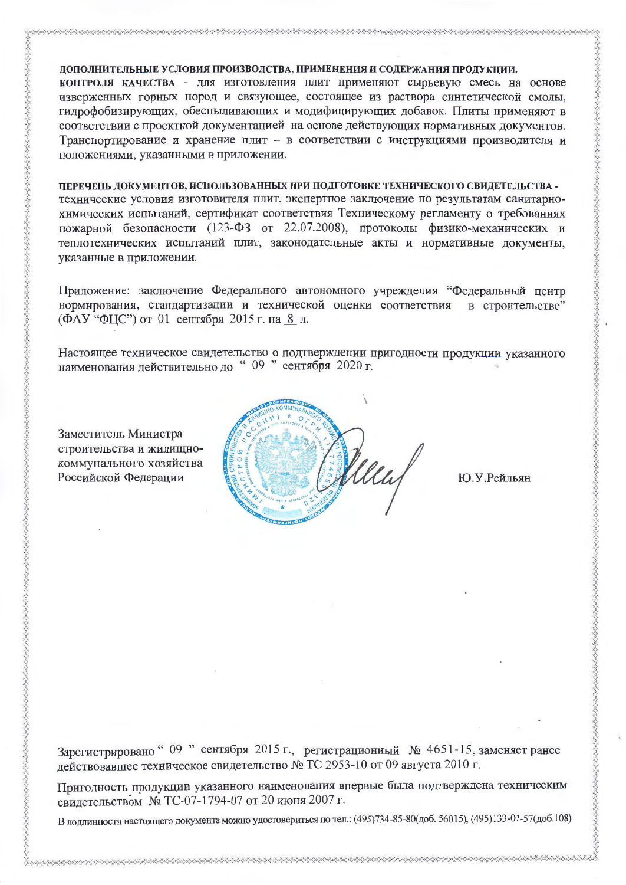**ДОПОЛНИТЕЛЬНЫЕ УСЛОВИЯ ПРОИЗВОДСТВА, ПРИМЕНЕНИЯ И СОДЕРЖАНИЯ ПРОДУКЦИИ. КОНТРОЛЯ КАЧЕСТВА** - для изготовления плит применяют сырьевую смесь на основе изверженных горных пород и связующее, состоящее из раствора синтетической смолы, гидрофобизирующих, обеспыливающих и модифицирующих добавок. Плиты применяют в соответствии с проектной документацией на основе действующих нормативных документов. Транспортирование и хранение плит – в соответствии с инструкциями производителя и положениями, указанными в приложении.

**ПЕРЕЧЕНЬ ДОКУМЕНТОВ, ИСПОЛЬЗОВАННЫХ ПРИ ПОДГОТОВКЕ ТЕХНИЧЕСКОГО СВИДЕТЕЛЬСТВА** - технические условия изготовителя плит, экспертное заключение по результатам санитарно-химических испытаний, сертификат соответствия Техническому регламенту о требованиях пожарной безопасности (123-ФЗ от 22.07.2008), протоколы физико-механических и теплотехнических испытаний плит, законодательные акты и нормативные документы, указанные в приложении.

Приложение: заключение Федерального автономного учреждения "Федеральный центр нормирования, стандартизации и технической оценки соответствия в строительстве" (ФАУ "ФЦС") от 01 сентября 2015 г. на 8 л.

Настоящее техническое свидетельство о подтверждении пригодности продукции указанного наименования действительно до " 09 " сентября 2020 г.

Заместитель Министра строительства и жилищно-коммунального хозяйства Российской Федерации

Ю.У.Рейльян

Зарегистрировано " 09 " сентября 2015 г., регистрационный № 4651-15, заменяет ранее действовавшее техническое свидетельство № ТС 2953-10 от 09 августа 2010 г.

Пригодность продукции указанного наименования впервые была подтверждена техническим свидетельством № ТС-07-1794-07 от 20 июня 2007 г.

В подлинности настоящего документа можно удостовериться по тел.: (495)734-85-80(доб. 56015), (495)133-01-57(доб.108)